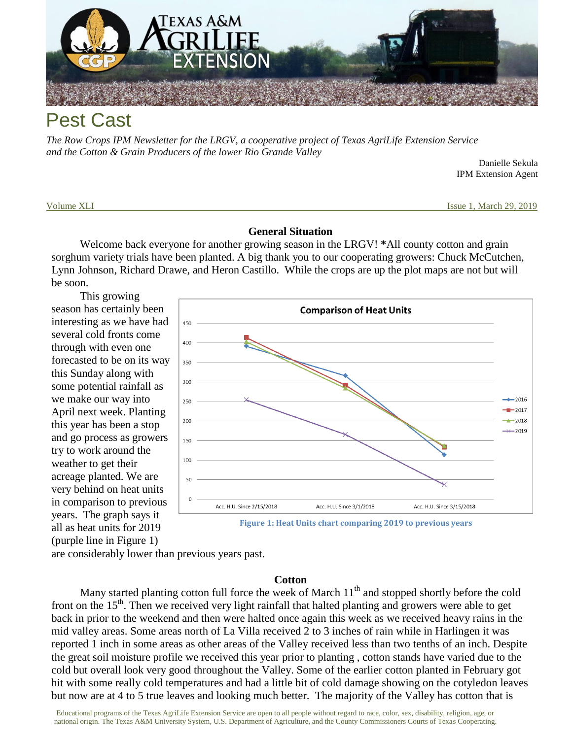# Pest Cast

*The Row Crops IPM Newsletter for the LRGV, a cooperative project of Texas AgriLife Extension Service and the Cotton & Grain Producers of the lower Rio Grande Valley*

Danielle Sekula
IPM Extension Agent

Volume XLI — Issue 1, March 29, 2019

## General Situation

Welcome back everyone for another growing season in the LRGV! **\***All county cotton and grain sorghum variety trials have been planted. A big thank you to our cooperating growers: Chuck McCutchen, Lynn Johnson, Richard Drawe, and Heron Castillo. While the crops are up the plot maps are not but will be soon.

This growing season has certainly been interesting as we have had several cold fronts come through with even one forecasted to be on its way this Sunday along with some potential rainfall as we make our way into April next week. Planting this year has been a stop and go process as growers try to work around the weather to get their acreage planted. We are very behind on heat units in comparison to previous years. The graph says it all as heat units for 2019 (purple line in Figure 1) are considerably lower than previous years past.

**Comparison of Heat Units**

| | 2016 | 2017 | 2018 | 2019 |
|---|---|---|---|---|
| Acc. H.U. Since 2/15/2018 | ~391 | ~413 | ~401 | ~254 |
| Acc. H.U. Since 3/1/2018 | ~316 | ~291 | ~283 | ~165 |
| Acc. H.U. Since 3/15/2018 | ~114 | ~133 | ~136 | ~37 |

**Figure 1: Heat Units chart comparing 2019 to previous years**

## Cotton

Many started planting cotton full force the week of March 11th and stopped shortly before the cold front on the 15th. Then we received very light rainfall that halted planting and growers were able to get back in prior to the weekend and then were halted once again this week as we received heavy rains in the mid valley areas. Some areas north of La Villa received 2 to 3 inches of rain while in Harlingen it was reported 1 inch in some areas as other areas of the Valley received less than two tenths of an inch. Despite the great soil moisture profile we received this year prior to planting , cotton stands have varied due to the cold but overall look very good throughout the Valley. Some of the earlier cotton planted in February got hit with some really cold temperatures and had a little bit of cold damage showing on the cotyledon leaves but now are at 4 to 5 true leaves and looking much better. The majority of the Valley has cotton that is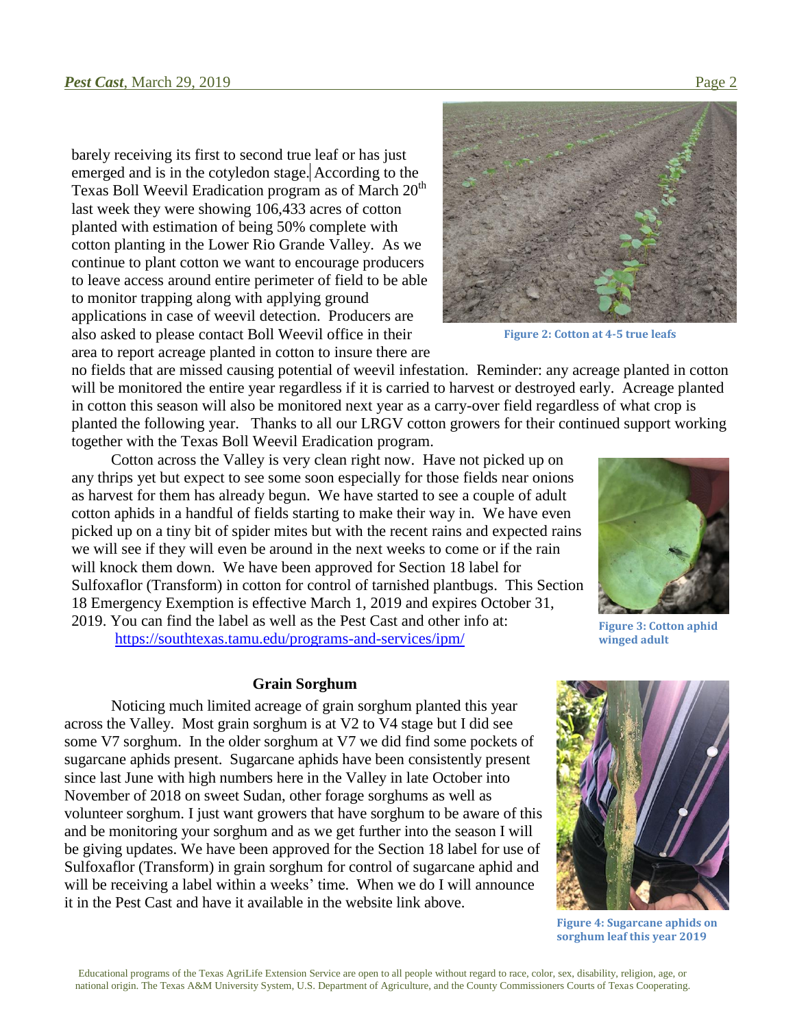barely receiving its first to second true leaf or has just emerged and is in the cotyledon stage. According to the Texas Boll Weevil Eradication program as of March 20th last week they were showing 106,433 acres of cotton planted with estimation of being 50% complete with cotton planting in the Lower Rio Grande Valley. As we continue to plant cotton we want to encourage producers to leave access around entire perimeter of field to be able to monitor trapping along with applying ground applications in case of weevil detection. Producers are also asked to please contact Boll Weevil office in their area to report acreage planted in cotton to insure there are no fields that are missed causing potential of weevil infestation. Reminder: any acreage planted in cotton will be monitored the entire year regardless if it is carried to harvest or destroyed early. Acreage planted in cotton this season will also be monitored next year as a carry-over field regardless of what crop is planted the following year. Thanks to all our LRGV cotton growers for their continued support working together with the Texas Boll Weevil Eradication program.

**Figure 2: Cotton at 4-5 true leafs**

Cotton across the Valley is very clean right now. Have not picked up on any thrips yet but expect to see some soon especially for those fields near onions as harvest for them has already begun. We have started to see a couple of adult cotton aphids in a handful of fields starting to make their way in. We have even picked up on a tiny bit of spider mites but with the recent rains and expected rains we will see if they will even be around in the next weeks to come or if the rain will knock them down. We have been approved for Section 18 label for Sulfoxaflor (Transform) in cotton for control of tarnished plantbugs. This Section 18 Emergency Exemption is effective March 1, 2019 and expires October 31, 2019. You can find the label as well as the Pest Cast and other info at: https://southtexas.tamu.edu/programs-and-services/ipm/

**Figure 3: Cotton aphid winged adult**

### Grain Sorghum

Noticing much limited acreage of grain sorghum planted this year across the Valley. Most grain sorghum is at V2 to V4 stage but I did see some V7 sorghum. In the older sorghum at V7 we did find some pockets of sugarcane aphids present. Sugarcane aphids have been consistently present since last June with high numbers here in the Valley in late October into November of 2018 on sweet Sudan, other forage sorghums as well as volunteer sorghum. I just want growers that have sorghum to be aware of this and be monitoring your sorghum and as we get further into the season I will be giving updates. We have been approved for the Section 18 label for use of Sulfoxaflor (Transform) in grain sorghum for control of sugarcane aphid and will be receiving a label within a weeks' time. When we do I will announce it in the Pest Cast and have it available in the website link above.

**Figure 4: Sugarcane aphids on sorghum leaf this year 2019**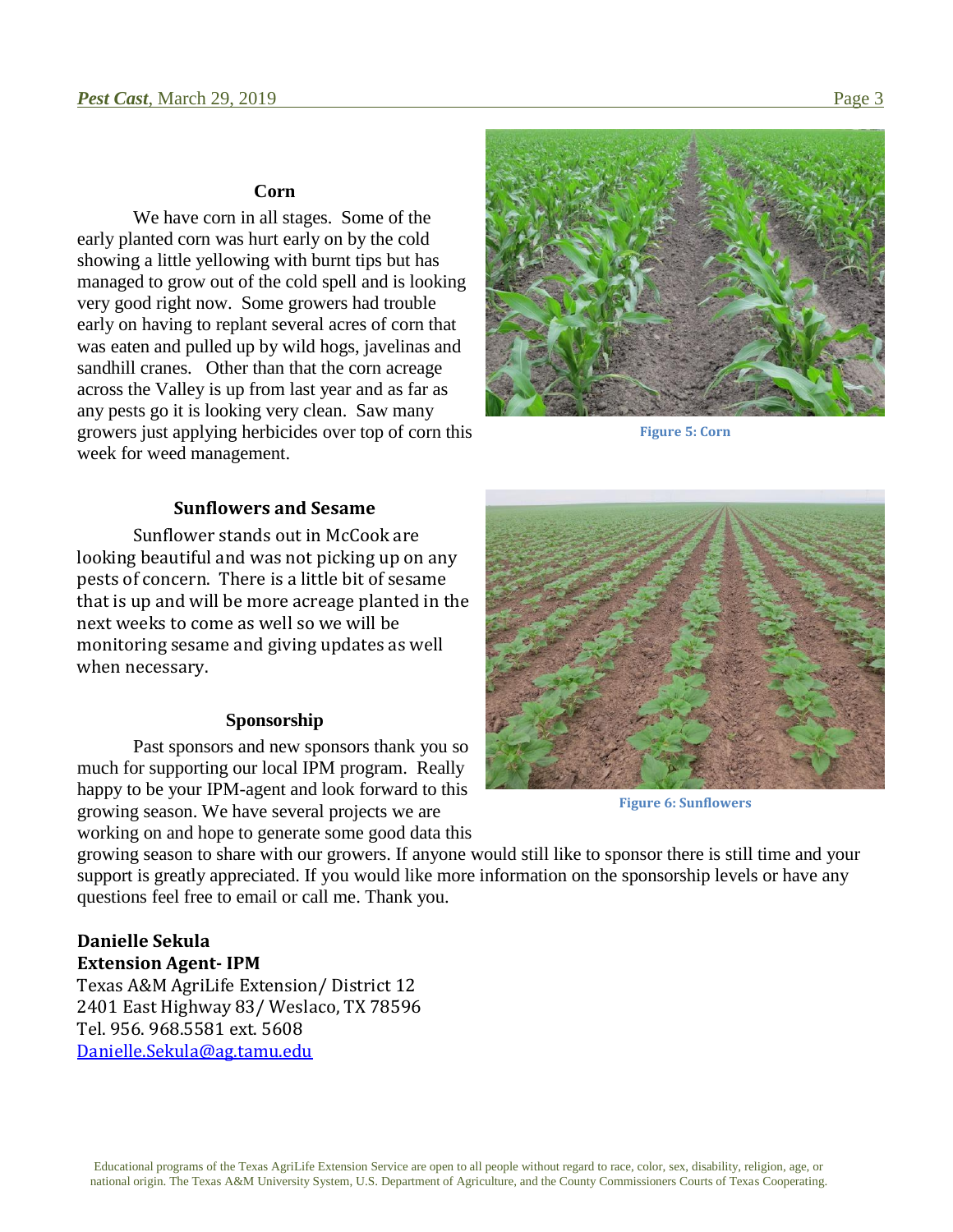## Corn

We have corn in all stages. Some of the early planted corn was hurt early on by the cold showing a little yellowing with burnt tips but has managed to grow out of the cold spell and is looking very good right now. Some growers had trouble early on having to replant several acres of corn that was eaten and pulled up by wild hogs, javelinas and sandhill cranes. Other than that the corn acreage across the Valley is up from last year and as far as any pests go it is looking very clean. Saw many growers just applying herbicides over top of corn this week for weed management.

**Figure 5: Corn**

## Sunflowers and Sesame

Sunflower stands out in McCook are looking beautiful and was not picking up on any pests of concern. There is a little bit of sesame that is up and will be more acreage planted in the next weeks to come as well so we will be monitoring sesame and giving updates as well when necessary.

**Figure 6: Sunflowers**

## Sponsorship

Past sponsors and new sponsors thank you so much for supporting our local IPM program. Really happy to be your IPM-agent and look forward to this growing season. We have several projects we are working on and hope to generate some good data this growing season to share with our growers. If anyone would still like to sponsor there is still time and your support is greatly appreciated. If you would like more information on the sponsorship levels or have any questions feel free to email or call me. Thank you.

**Danielle Sekula**
**Extension Agent- IPM**
Texas A&M AgriLife Extension/ District 12
2401 East Highway 83/ Weslaco, TX 78596
Tel. 956. 968.5581 ext. 5608
Danielle.Sekula@ag.tamu.edu

Educational programs of the Texas AgriLife Extension Service are open to all people without regard to race, color, sex, disability, religion, age, or national origin. The Texas A&M University System, U.S. Department of Agriculture, and the County Commissioners Courts of Texas Cooperating.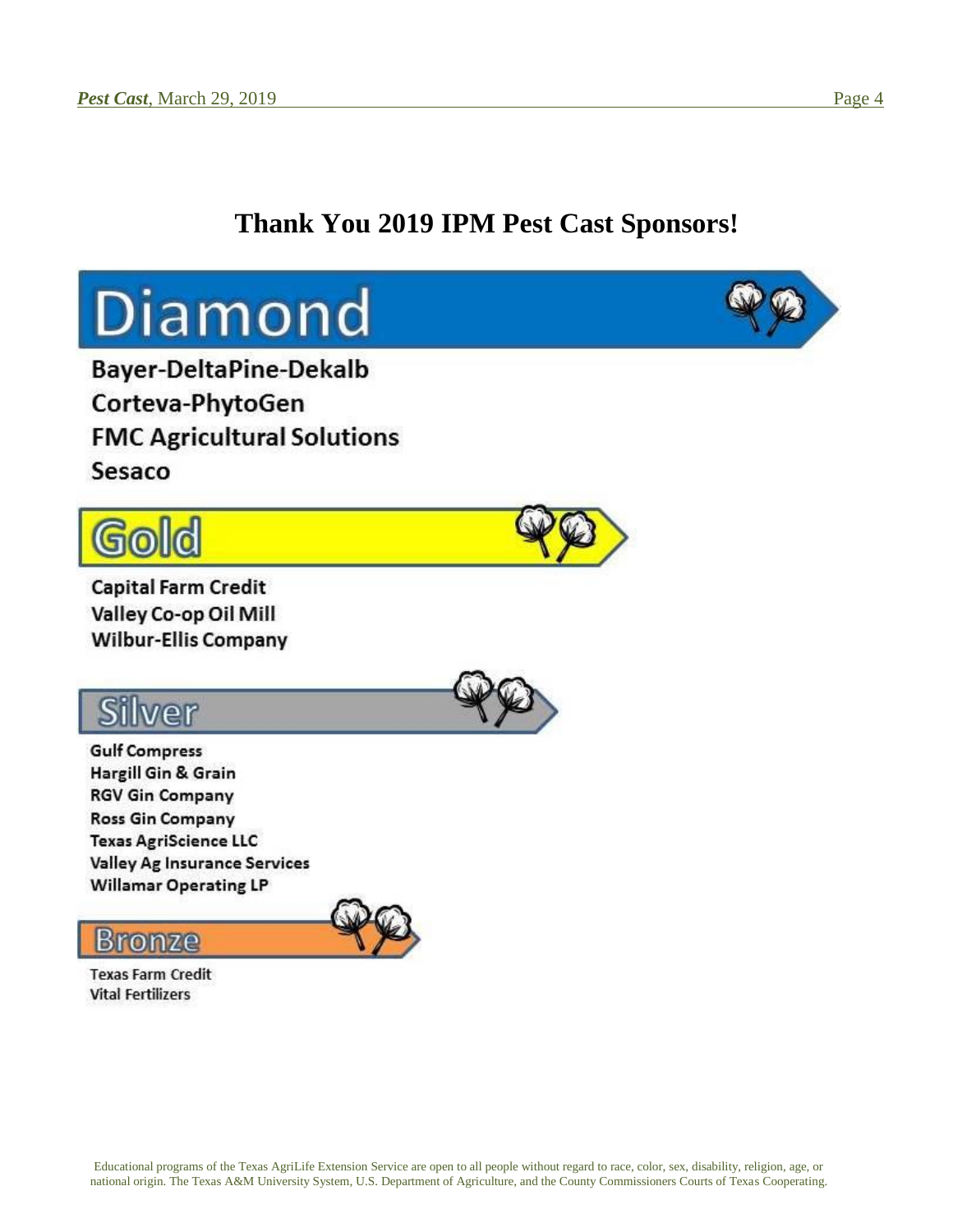# Thank You 2019 IPM Pest Cast Sponsors!

## Diamond

Bayer-DeltaPine-Dekalb
Corteva-PhytoGen
FMC Agricultural Solutions
Sesaco

## Gold

Capital Farm Credit
Valley Co-op Oil Mill
Wilbur-Ellis Company

## Silver

Gulf Compress
Hargill Gin & Grain
RGV Gin Company
Ross Gin Company
Texas AgriScience LLC
Valley Ag Insurance Services
Willamar Operating LP

## Bronze

Texas Farm Credit
Vital Fertilizers

Educational programs of the Texas AgriLife Extension Service are open to all people without regard to race, color, sex, disability, religion, age, or national origin. The Texas A&M University System, U.S. Department of Agriculture, and the County Commissioners Courts of Texas Cooperating.